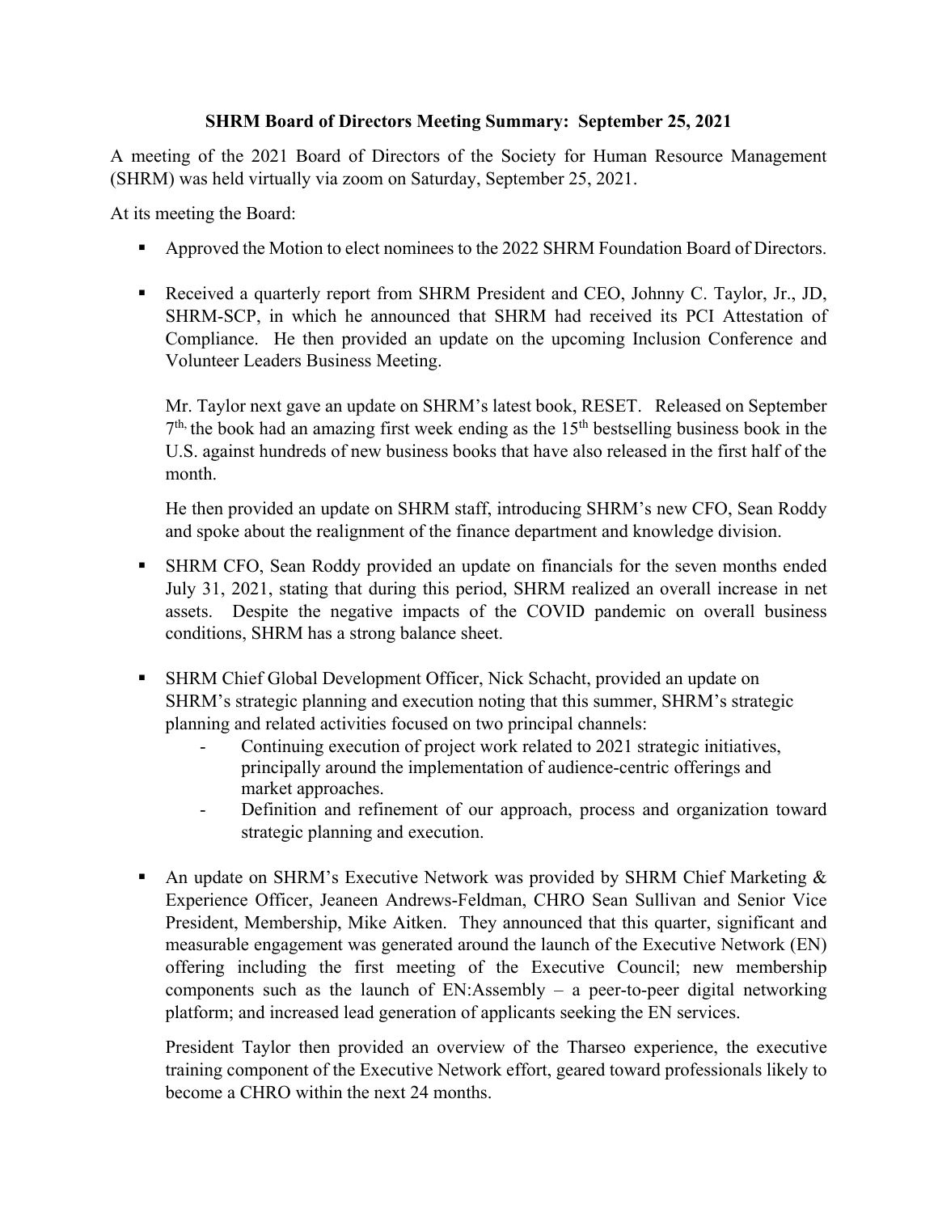# SHRM Board of Directors Meeting Summary: September 25, 2021

A meeting of the 2021 Board of Directors of the Society for Human Resource Management (SHRM) was held virtually via zoom on Saturday, September 25, 2021.

At its meeting the Board:

- Approved the Motion to elect nominees to the 2022 SHRM Foundation Board of Directors.

- Received a quarterly report from SHRM President and CEO, Johnny C. Taylor, Jr., JD, SHRM-SCP, in which he announced that SHRM had received its PCI Attestation of Compliance. He then provided an update on the upcoming Inclusion Conference and Volunteer Leaders Business Meeting.

  Mr. Taylor next gave an update on SHRM's latest book, RESET. Released on September 7th, the book had an amazing first week ending as the 15th bestselling business book in the U.S. against hundreds of new business books that have also released in the first half of the month.

  He then provided an update on SHRM staff, introducing SHRM's new CFO, Sean Roddy and spoke about the realignment of the finance department and knowledge division.

- SHRM CFO, Sean Roddy provided an update on financials for the seven months ended July 31, 2021, stating that during this period, SHRM realized an overall increase in net assets. Despite the negative impacts of the COVID pandemic on overall business conditions, SHRM has a strong balance sheet.

- SHRM Chief Global Development Officer, Nick Schacht, provided an update on SHRM's strategic planning and execution noting that this summer, SHRM's strategic planning and related activities focused on two principal channels:
  - Continuing execution of project work related to 2021 strategic initiatives, principally around the implementation of audience-centric offerings and market approaches.
  - Definition and refinement of our approach, process and organization toward strategic planning and execution.

- An update on SHRM's Executive Network was provided by SHRM Chief Marketing & Experience Officer, Jeaneen Andrews-Feldman, CHRO Sean Sullivan and Senior Vice President, Membership, Mike Aitken. They announced that this quarter, significant and measurable engagement was generated around the launch of the Executive Network (EN) offering including the first meeting of the Executive Council; new membership components such as the launch of EN:Assembly – a peer-to-peer digital networking platform; and increased lead generation of applicants seeking the EN services.

  President Taylor then provided an overview of the Tharseo experience, the executive training component of the Executive Network effort, geared toward professionals likely to become a CHRO within the next 24 months.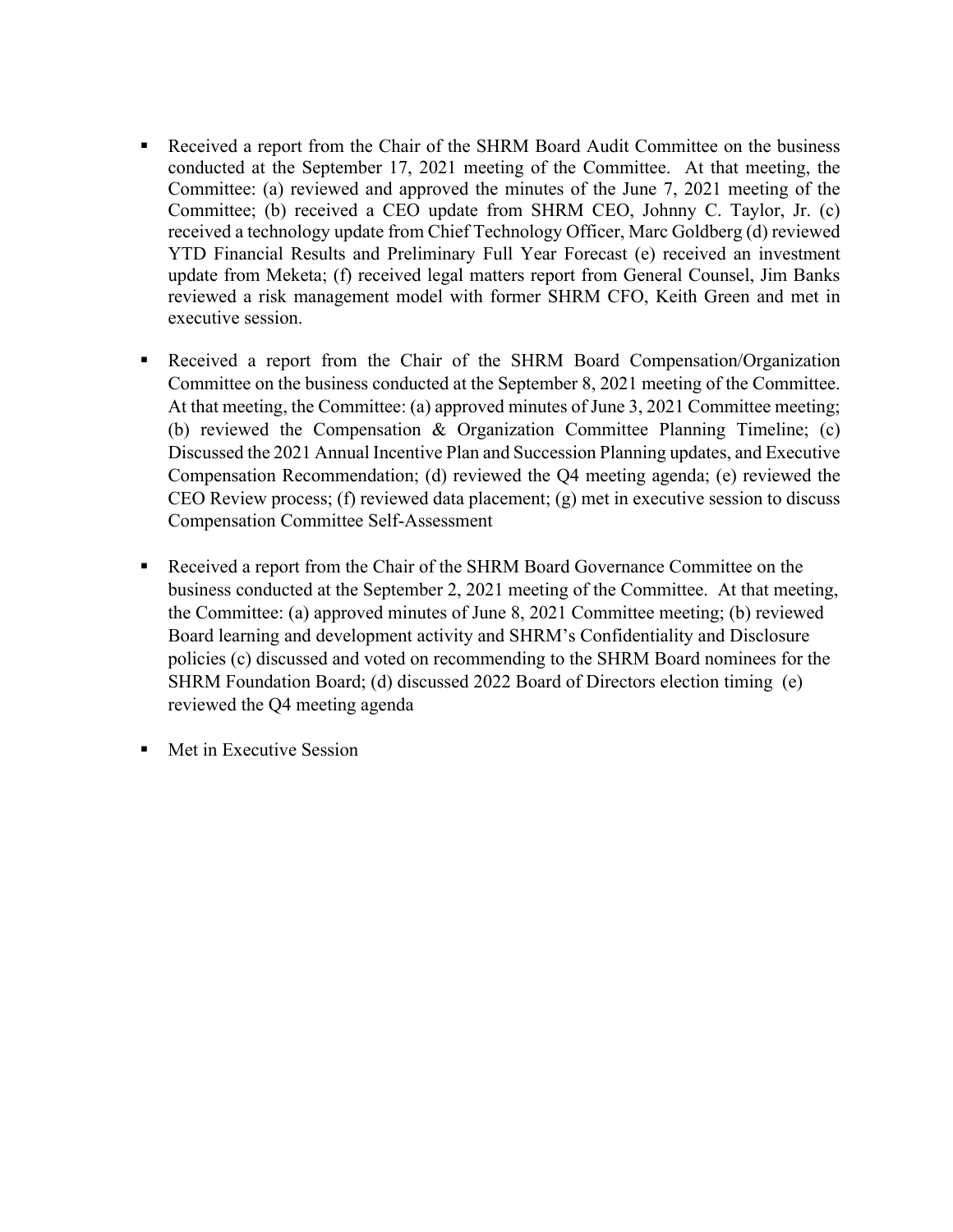- Received a report from the Chair of the SHRM Board Audit Committee on the business conducted at the September 17, 2021 meeting of the Committee. At that meeting, the Committee: (a) reviewed and approved the minutes of the June 7, 2021 meeting of the Committee; (b) received a CEO update from SHRM CEO, Johnny C. Taylor, Jr. (c) received a technology update from Chief Technology Officer, Marc Goldberg (d) reviewed YTD Financial Results and Preliminary Full Year Forecast (e) received an investment update from Meketa; (f) received legal matters report from General Counsel, Jim Banks reviewed a risk management model with former SHRM CFO, Keith Green and met in executive session.

- Received a report from the Chair of the SHRM Board Compensation/Organization Committee on the business conducted at the September 8, 2021 meeting of the Committee. At that meeting, the Committee: (a) approved minutes of June 3, 2021 Committee meeting; (b) reviewed the Compensation & Organization Committee Planning Timeline; (c) Discussed the 2021 Annual Incentive Plan and Succession Planning updates, and Executive Compensation Recommendation; (d) reviewed the Q4 meeting agenda; (e) reviewed the CEO Review process; (f) reviewed data placement; (g) met in executive session to discuss Compensation Committee Self-Assessment

- Received a report from the Chair of the SHRM Board Governance Committee on the business conducted at the September 2, 2021 meeting of the Committee. At that meeting, the Committee: (a) approved minutes of June 8, 2021 Committee meeting; (b) reviewed Board learning and development activity and SHRM's Confidentiality and Disclosure policies (c) discussed and voted on recommending to the SHRM Board nominees for the SHRM Foundation Board; (d) discussed 2022 Board of Directors election timing (e) reviewed the Q4 meeting agenda

- Met in Executive Session